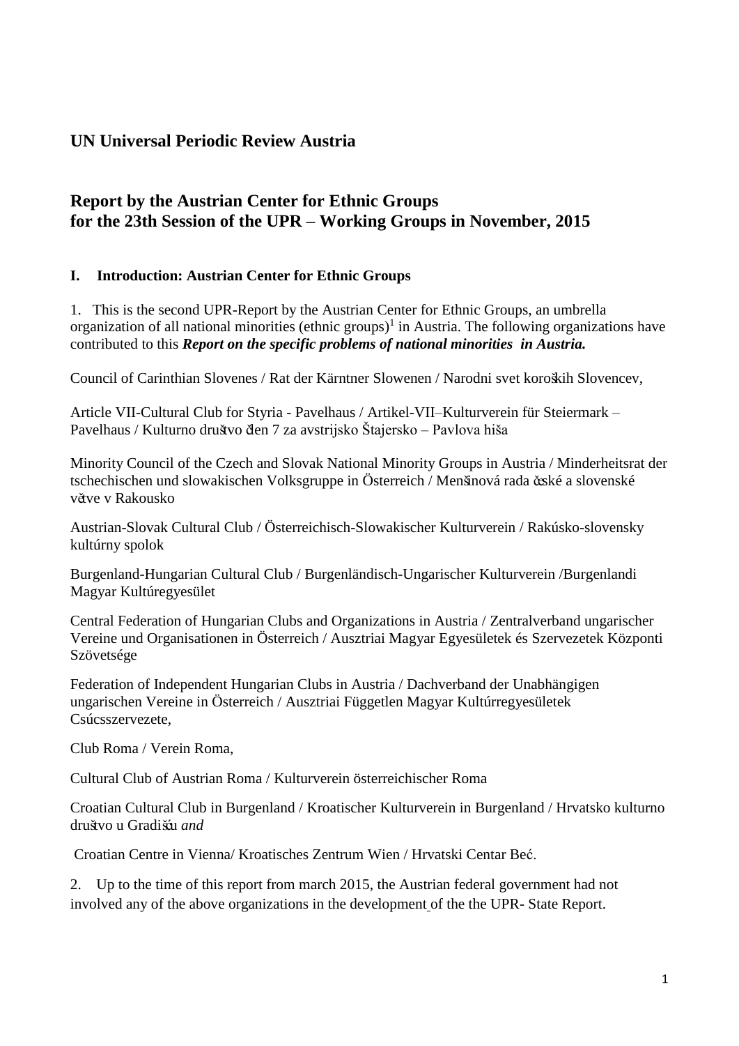# UN Universal Periodic Review Austria

## Report by the Austrian Center for Ethnic Groups for the 23th Session of the UPR – Working Groups in November, 2015

### I. Introduction: Austrian Center for Ethnic Groups

1. This is the second UPR-Report by the Austrian Center for Ethnic Groups, an umbrella organization of all national minorities (ethnic groups)[1] in Austria. The following organizations have contributed to this ***Report on the specific problems of national minorities in Austria.***

Council of Carinthian Slovenes / Rat der Kärntner Slowenen / Narodni svet koroških Slovencev,

Article VII-Cultural Club for Styria - Pavelhaus / Artikel-VII–Kulturverein für Steiermark – Pavelhaus / Kulturno društvo člen 7 za avstrijsko Štajersko – Pavlova hiša

Minority Council of the Czech and Slovak National Minority Groups in Austria / Minderheitsrat der tschechischen und slowakischen Volksgruppe in Österreich / Menšinová rada české a slovenské větve v Rakousko

Austrian-Slovak Cultural Club / Österreichisch-Slowakischer Kulturverein / Rakúsko-slovensky kultúrny spolok

Burgenland-Hungarian Cultural Club / Burgenländisch-Ungarischer Kulturverein /Burgenlandi Magyar Kultúregyesület

Central Federation of Hungarian Clubs and Organizations in Austria / Zentralverband ungarischer Vereine und Organisationen in Österreich / Ausztriai Magyar Egyesületek és Szervezetek Központi Szövetsége

Federation of Independent Hungarian Clubs in Austria / Dachverband der Unabhängigen ungarischen Vereine in Österreich / Ausztriai Független Magyar Kultúrregyesületek Csúcsszervezete,

Club Roma / Verein Roma,

Cultural Club of Austrian Roma / Kulturverein österreichischer Roma

Croatian Cultural Club in Burgenland / Kroatischer Kulturverein in Burgenland / Hrvatsko kulturno društvo u Gradišću *and*

Croatian Centre in Vienna/ Kroatisches Zentrum Wien / Hrvatski Centar Beć.

2. Up to the time of this report from march 2015, the Austrian federal government had not involved any of the above organizations in the development of the the UPR- State Report.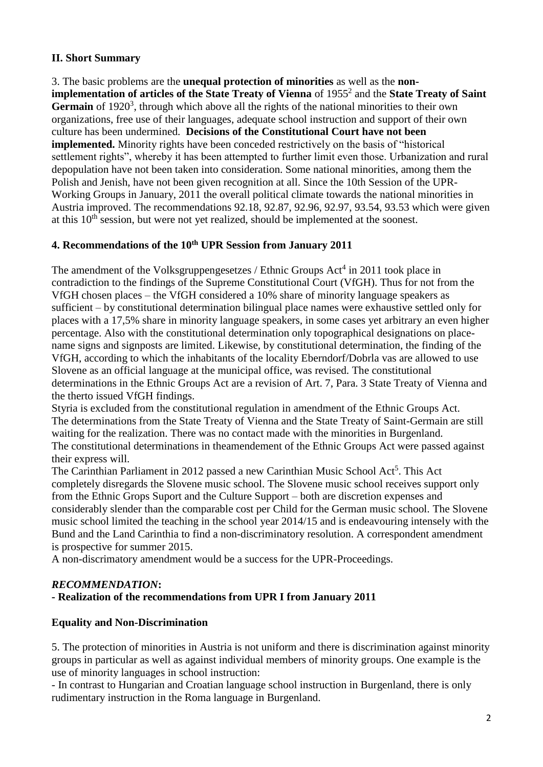## II. Short Summary

3. The basic problems are the **unequal protection of minorities** as well as the **non-implementation of articles of the State Treaty of Vienna** of 1955[2] and the **State Treaty of Saint Germain** of 1920[3], through which above all the rights of the national minorities to their own organizations, free use of their languages, adequate school instruction and support of their own culture has been undermined. **Decisions of the Constitutional Court have not been implemented.** Minority rights have been conceded restrictively on the basis of "historical settlement rights", whereby it has been attempted to further limit even those. Urbanization and rural depopulation have not been taken into consideration. Some national minorities, among them the Polish and Jenish, have not been given recognition at all. Since the 10th Session of the UPR-Working Groups in January, 2011 the overall political climate towards the national minorities in Austria improved. The recommendations 92.18, 92.87, 92.96, 92.97, 93.54, 93.53 which were given at this 10th session, but were not yet realized, should be implemented at the soonest.

## 4. Recommendations of the 10th UPR Session from January 2011

The amendment of the Volksgruppengesetzes / Ethnic Groups Act[4] in 2011 took place in contradiction to the findings of the Supreme Constitutional Court (VfGH). Thus for not from the VfGH chosen places – the VfGH considered a 10% share of minority language speakers as sufficient – by constitutional determination bilingual place names were exhaustive settled only for places with a 17,5% share in minority language speakers, in some cases yet arbitrary an even higher percentage. Also with the constitutional determination only topographical designations on place-name signs and signposts are limited. Likewise, by constitutional determination, the finding of the VfGH, according to which the inhabitants of the locality Eberndorf/Dobrla vas are allowed to use Slovene as an official language at the municipal office, was revised. The constitutional determinations in the Ethnic Groups Act are a revision of Art. 7, Para. 3 State Treaty of Vienna and the therto issued VfGH findings.

Styria is excluded from the constitutional regulation in amendment of the Ethnic Groups Act. The determinations from the State Treaty of Vienna and the State Treaty of Saint-Germain are still waiting for the realization. There was no contact made with the minorities in Burgenland. The constitutional determinations in theamendement of the Ethnic Groups Act were passed against their express will.

The Carinthian Parliament in 2012 passed a new Carinthian Music School Act[5]. This Act completely disregards the Slovene music school. The Slovene music school receives support only from the Ethnic Grops Suport and the Culture Support – both are discretion expenses and considerably slender than the comparable cost per Child for the German music school. The Slovene music school limited the teaching in the school year 2014/15 and is endeavouring intensely with the Bund and the Land Carinthia to find a non-discriminatory resolution. A correspondent amendment is prospective for summer 2015.

A non-discrimatory amendment would be a success for the UPR-Proceedings.

***RECOMMENDATION*:**

**- Realization of the recommendations from UPR I from January 2011**

### Equality and Non-Discrimination

5. The protection of minorities in Austria is not uniform and there is discrimination against minority groups in particular as well as against individual members of minority groups. One example is the use of minority languages in school instruction:

- In contrast to Hungarian and Croatian language school instruction in Burgenland, there is only rudimentary instruction in the Roma language in Burgenland.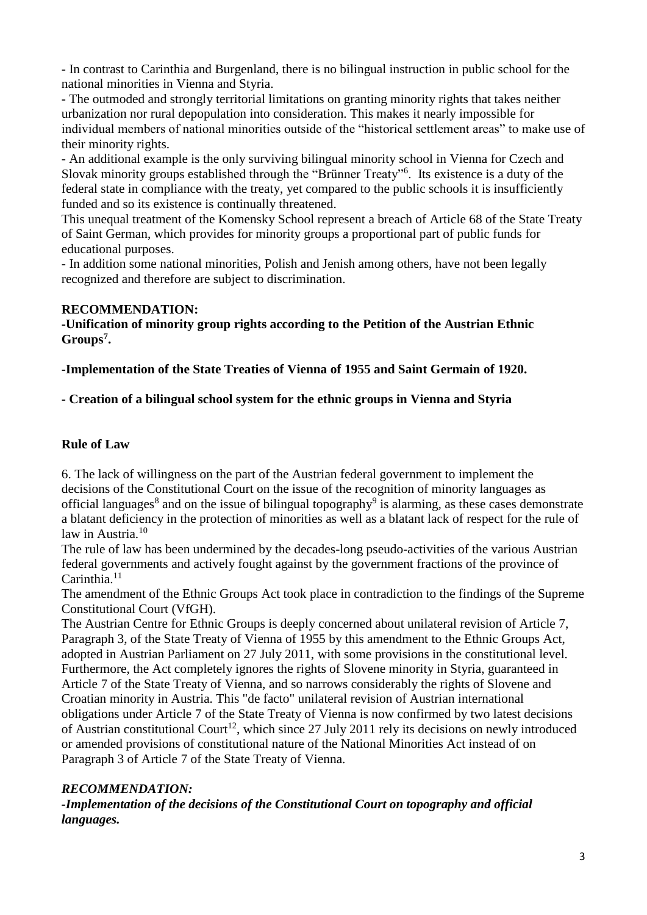- In contrast to Carinthia and Burgenland, there is no bilingual instruction in public school for the national minorities in Vienna and Styria.

- The outmoded and strongly territorial limitations on granting minority rights that takes neither urbanization nor rural depopulation into consideration. This makes it nearly impossible for individual members of national minorities outside of the "historical settlement areas" to make use of their minority rights.

- An additional example is the only surviving bilingual minority school in Vienna for Czech and Slovak minority groups established through the "Brünner Treaty"[6]. Its existence is a duty of the federal state in compliance with the treaty, yet compared to the public schools it is insufficiently funded and so its existence is continually threatened.

This unequal treatment of the Komensky School represent a breach of Article 68 of the State Treaty of Saint German, which provides for minority groups a proportional part of public funds for educational purposes.

- In addition some national minorities, Polish and Jenish among others, have not been legally recognized and therefore are subject to discrimination.

**RECOMMENDATION:**

**-Unification of minority group rights according to the Petition of the Austrian Ethnic Groups[7].**

**-Implementation of the State Treaties of Vienna of 1955 and Saint Germain of 1920.**

**- Creation of a bilingual school system for the ethnic groups in Vienna and Styria**

## Rule of Law

6. The lack of willingness on the part of the Austrian federal government to implement the decisions of the Constitutional Court on the issue of the recognition of minority languages as official languages[8] and on the issue of bilingual topography[9] is alarming, as these cases demonstrate a blatant deficiency in the protection of minorities as well as a blatant lack of respect for the rule of law in Austria.[10]

The rule of law has been undermined by the decades-long pseudo-activities of the various Austrian federal governments and actively fought against by the government fractions of the province of Carinthia.[11]

The amendment of the Ethnic Groups Act took place in contradiction to the findings of the Supreme Constitutional Court (VfGH).

The Austrian Centre for Ethnic Groups is deeply concerned about unilateral revision of Article 7, Paragraph 3, of the State Treaty of Vienna of 1955 by this amendment to the Ethnic Groups Act, adopted in Austrian Parliament on 27 July 2011, with some provisions in the constitutional level. Furthermore, the Act completely ignores the rights of Slovene minority in Styria, guaranteed in Article 7 of the State Treaty of Vienna, and so narrows considerably the rights of Slovene and Croatian minority in Austria. This "de facto" unilateral revision of Austrian international obligations under Article 7 of the State Treaty of Vienna is now confirmed by two latest decisions of Austrian constitutional Court[12], which since 27 July 2011 rely its decisions on newly introduced or amended provisions of constitutional nature of the National Minorities Act instead of on Paragraph 3 of Article 7 of the State Treaty of Vienna.

***RECOMMENDATION:***

***-Implementation of the decisions of the Constitutional Court on topography and official languages.***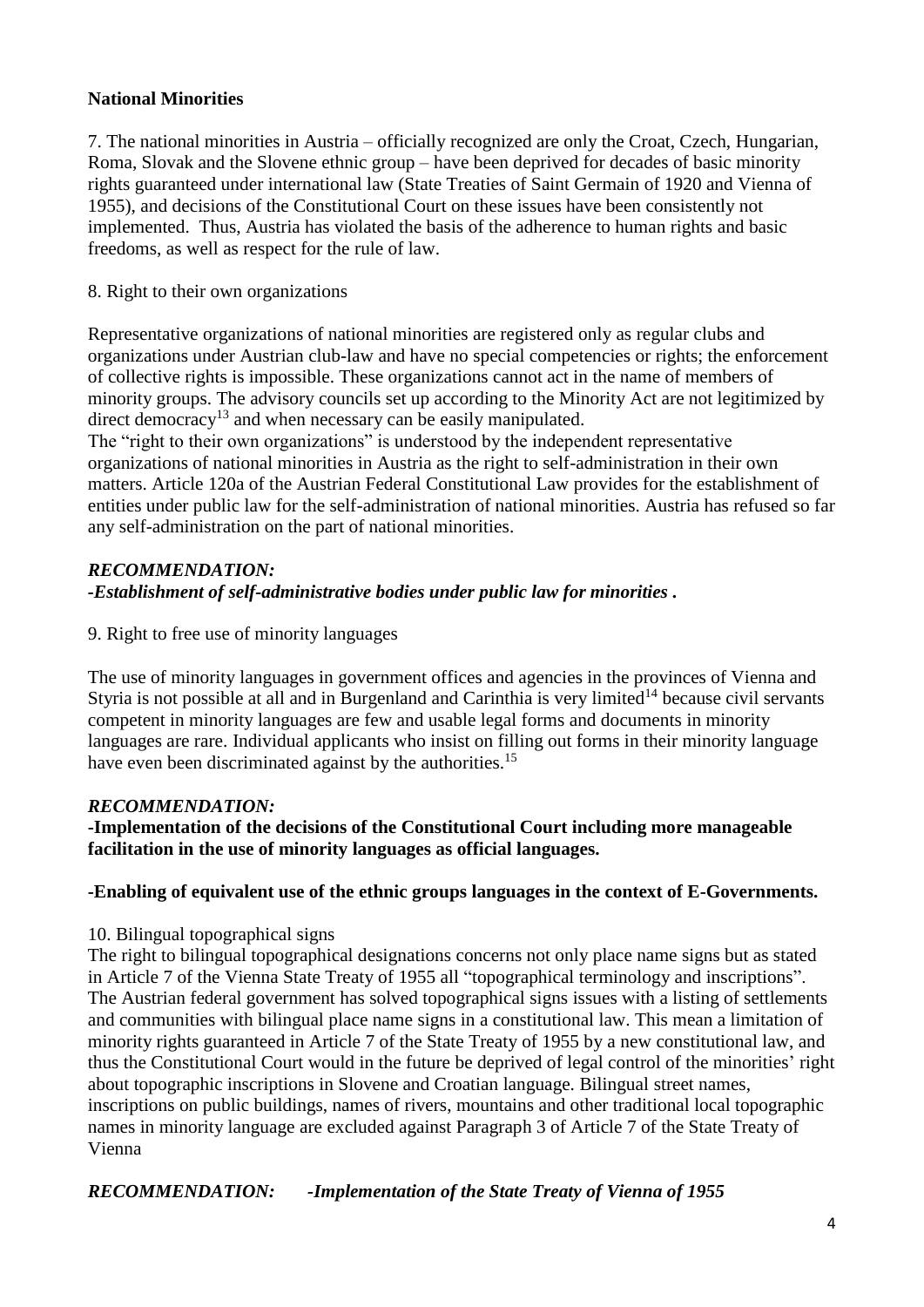**National Minorities**

7. The national minorities in Austria – officially recognized are only the Croat, Czech, Hungarian, Roma, Slovak and the Slovene ethnic group – have been deprived for decades of basic minority rights guaranteed under international law (State Treaties of Saint Germain of 1920 and Vienna of 1955), and decisions of the Constitutional Court on these issues have been consistently not implemented. Thus, Austria has violated the basis of the adherence to human rights and basic freedoms, as well as respect for the rule of law.

8. Right to their own organizations

Representative organizations of national minorities are registered only as regular clubs and organizations under Austrian club-law and have no special competencies or rights; the enforcement of collective rights is impossible. These organizations cannot act in the name of members of minority groups. The advisory councils set up according to the Minority Act are not legitimized by direct democracy[13] and when necessary can be easily manipulated.
The "right to their own organizations" is understood by the independent representative organizations of national minorities in Austria as the right to self-administration in their own matters. Article 120a of the Austrian Federal Constitutional Law provides for the establishment of entities under public law for the self-administration of national minorities. Austria has refused so far any self-administration on the part of national minorities.

***RECOMMENDATION:***
***-Establishment of self-administrative bodies under public law for minorities .***

9. Right to free use of minority languages

The use of minority languages in government offices and agencies in the provinces of Vienna and Styria is not possible at all and in Burgenland and Carinthia is very limited[14] because civil servants competent in minority languages are few and usable legal forms and documents in minority languages are rare. Individual applicants who insist on filling out forms in their minority language have even been discriminated against by the authorities.[15]

***RECOMMENDATION:***
**-Implementation of the decisions of the Constitutional Court including more manageable facilitation in the use of minority languages as official languages.**

**-Enabling of equivalent use of the ethnic groups languages in the context of E-Governments.**

10. Bilingual topographical signs
The right to bilingual topographical designations concerns not only place name signs but as stated in Article 7 of the Vienna State Treaty of 1955 all "topographical terminology and inscriptions". The Austrian federal government has solved topographical signs issues with a listing of settlements and communities with bilingual place name signs in a constitutional law. This mean a limitation of minority rights guaranteed in Article 7 of the State Treaty of 1955 by a new constitutional law, and thus the Constitutional Court would in the future be deprived of legal control of the minorities' right about topographic inscriptions in Slovene and Croatian language. Bilingual street names, inscriptions on public buildings, names of rivers, mountains and other traditional local topographic names in minority language are excluded against Paragraph 3 of Article 7 of the State Treaty of Vienna

***RECOMMENDATION:*** ***-Implementation of the State Treaty of Vienna of 1955***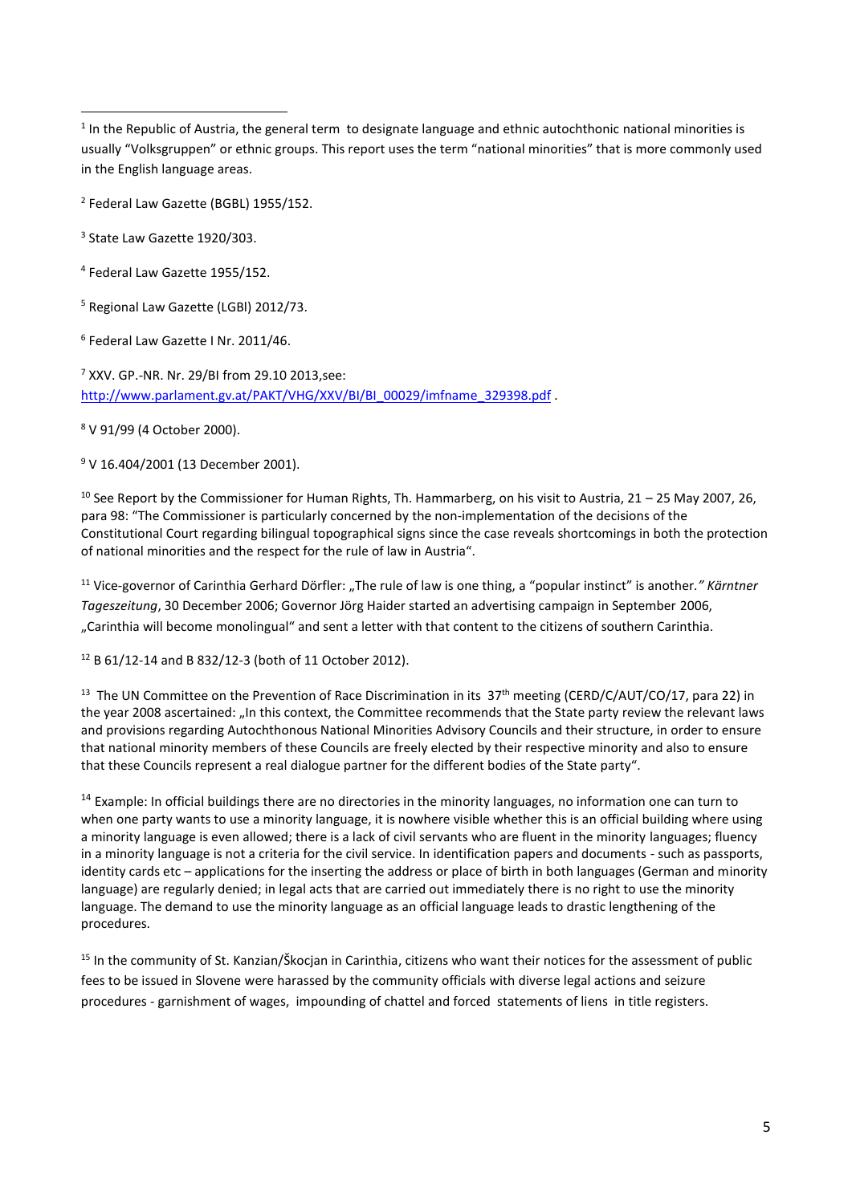[1] In the Republic of Austria, the general term to designate language and ethnic autochthonic national minorities is usually "Volksgruppen" or ethnic groups. This report uses the term "national minorities" that is more commonly used in the English language areas.

[2] Federal Law Gazette (BGBL) 1955/152.

[3] State Law Gazette 1920/303.

[4] Federal Law Gazette 1955/152.

[5] Regional Law Gazette (LGBl) 2012/73.

[6] Federal Law Gazette I Nr. 2011/46.

[7] XXV. GP.-NR. Nr. 29/BI from 29.10 2013,see: http://www.parlament.gv.at/PAKT/VHG/XXV/BI/BI_00029/imfname_329398.pdf .

[8] V 91/99 (4 October 2000).

[9] V 16.404/2001 (13 December 2001).

[10] See Report by the Commissioner for Human Rights, Th. Hammarberg, on his visit to Austria, 21 – 25 May 2007, 26, para 98: "The Commissioner is particularly concerned by the non-implementation of the decisions of the Constitutional Court regarding bilingual topographical signs since the case reveals shortcomings in both the protection of national minorities and the respect for the rule of law in Austria".

[11] Vice-governor of Carinthia Gerhard Dörfler: „The rule of law is one thing, a "popular instinct" is another.*" Kärntner Tageszeitung*, 30 December 2006; Governor Jörg Haider started an advertising campaign in September 2006, „Carinthia will become monolingual" and sent a letter with that content to the citizens of southern Carinthia.

[12] B 61/12-14 and B 832/12-3 (both of 11 October 2012).

[13] The UN Committee on the Prevention of Race Discrimination in its 37th meeting (CERD/C/AUT/CO/17, para 22) in the year 2008 ascertained: „In this context, the Committee recommends that the State party review the relevant laws and provisions regarding Autochthonous National Minorities Advisory Councils and their structure, in order to ensure that national minority members of these Councils are freely elected by their respective minority and also to ensure that these Councils represent a real dialogue partner for the different bodies of the State party".

[14] Example: In official buildings there are no directories in the minority languages, no information one can turn to when one party wants to use a minority language, it is nowhere visible whether this is an official building where using a minority language is even allowed; there is a lack of civil servants who are fluent in the minority languages; fluency in a minority language is not a criteria for the civil service. In identification papers and documents - such as passports, identity cards etc – applications for the inserting the address or place of birth in both languages (German and minority language) are regularly denied; in legal acts that are carried out immediately there is no right to use the minority language. The demand to use the minority language as an official language leads to drastic lengthening of the procedures.

[15] In the community of St. Kanzian/Škocjan in Carinthia, citizens who want their notices for the assessment of public fees to be issued in Slovene were harassed by the community officials with diverse legal actions and seizure procedures - garnishment of wages, impounding of chattel and forced statements of liens in title registers.